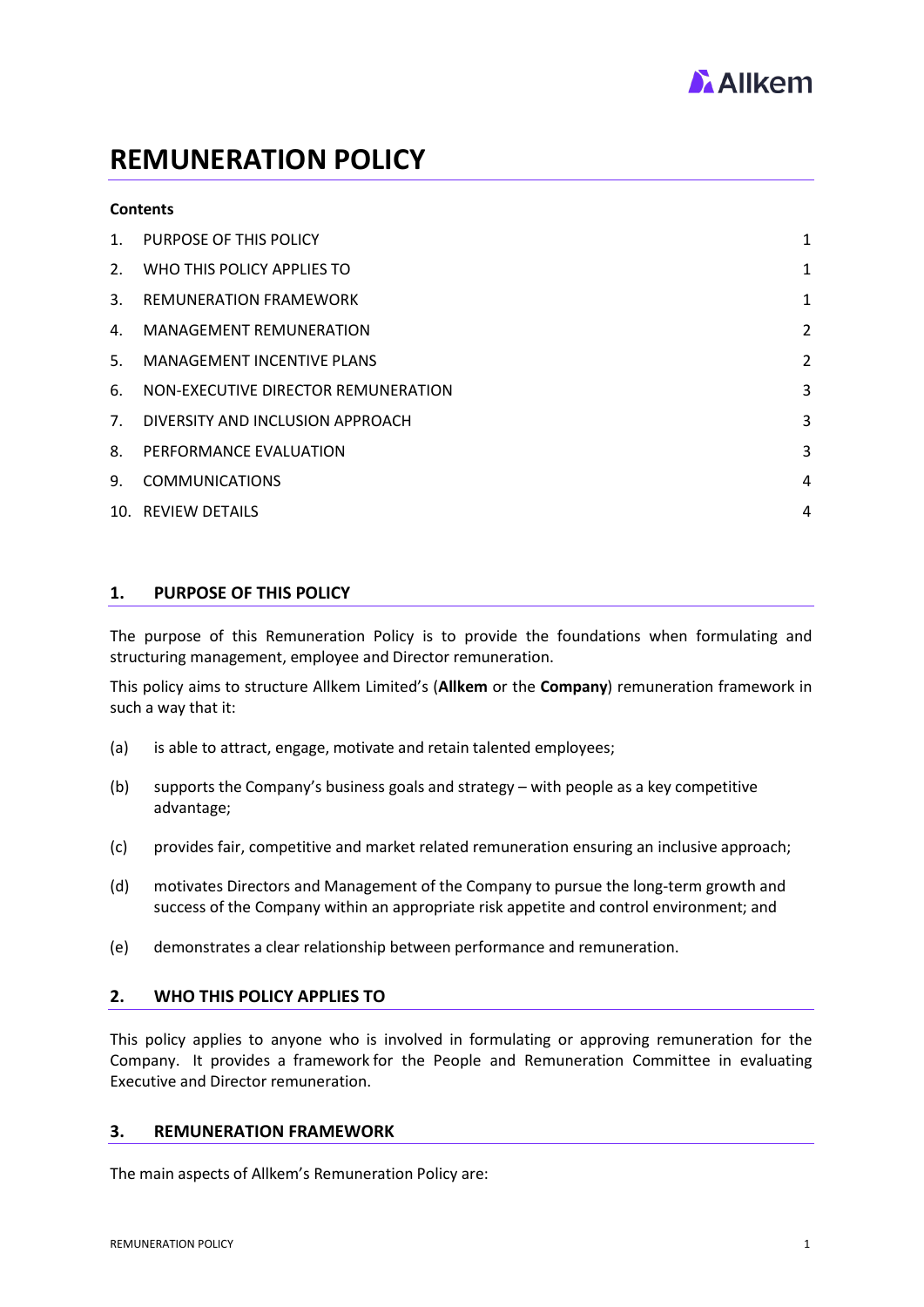# REMUNERATION POLICY

**Contents**

| | | |
|---|---|---|
| 1. | PURPOSE OF THIS POLICY | 1 |
| 2. | WHO THIS POLICY APPLIES TO | 1 |
| 3. | REMUNERATION FRAMEWORK | 1 |
| 4. | MANAGEMENT REMUNERATION | 2 |
| 5. | MANAGEMENT INCENTIVE PLANS | 2 |
| 6. | NON-EXECUTIVE DIRECTOR REMUNERATION | 3 |
| 7. | DIVERSITY AND INCLUSION APPROACH | 3 |
| 8. | PERFORMANCE EVALUATION | 3 |
| 9. | COMMUNICATIONS | 4 |
| 10. | REVIEW DETAILS | 4 |

## 1. PURPOSE OF THIS POLICY

The purpose of this Remuneration Policy is to provide the foundations when formulating and structuring management, employee and Director remuneration.

This policy aims to structure Allkem Limited's (**Allkem** or the **Company**) remuneration framework in such a way that it:

(a) is able to attract, engage, motivate and retain talented employees;

(b) supports the Company's business goals and strategy – with people as a key competitive advantage;

(c) provides fair, competitive and market related remuneration ensuring an inclusive approach;

(d) motivates Directors and Management of the Company to pursue the long-term growth and success of the Company within an appropriate risk appetite and control environment; and

(e) demonstrates a clear relationship between performance and remuneration.

## 2. WHO THIS POLICY APPLIES TO

This policy applies to anyone who is involved in formulating or approving remuneration for the Company. It provides a framework for the People and Remuneration Committee in evaluating Executive and Director remuneration.

## 3. REMUNERATION FRAMEWORK

The main aspects of Allkem's Remuneration Policy are: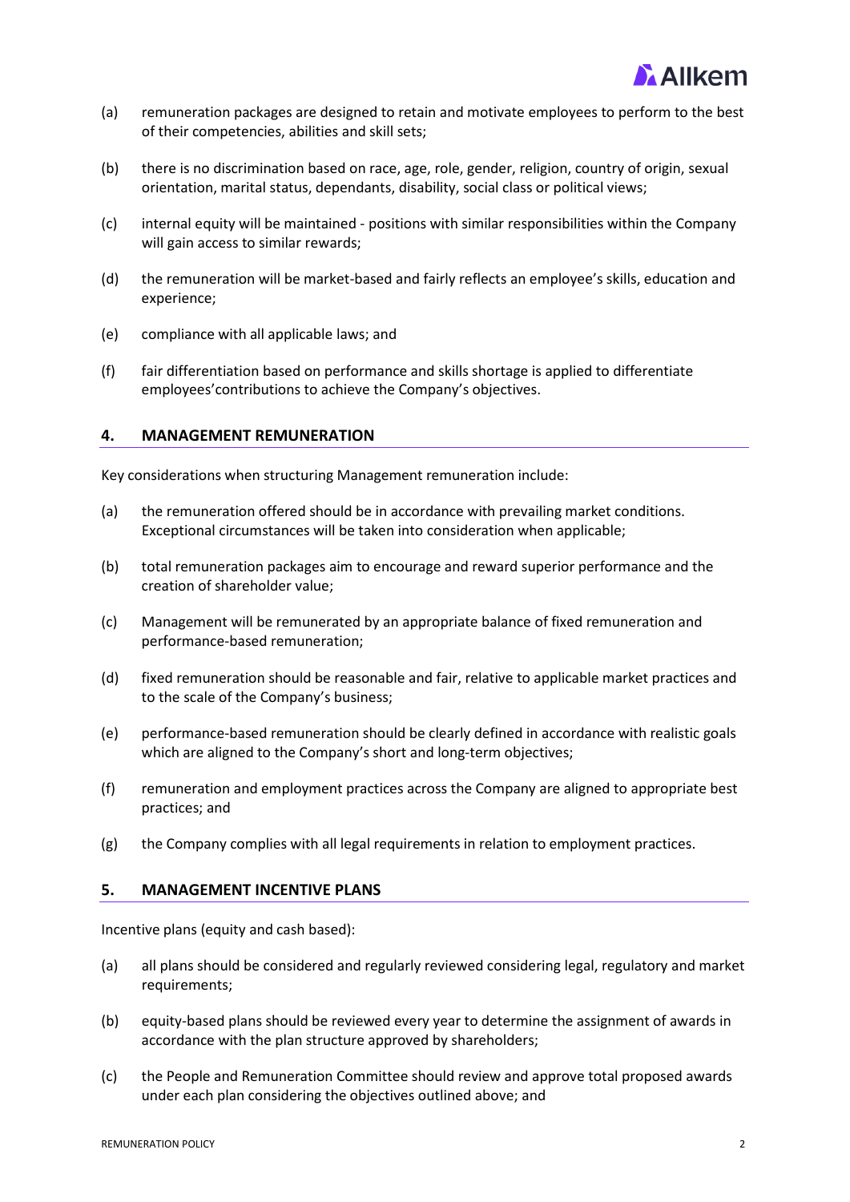(a) remuneration packages are designed to retain and motivate employees to perform to the best of their competencies, abilities and skill sets;

(b) there is no discrimination based on race, age, role, gender, religion, country of origin, sexual orientation, marital status, dependants, disability, social class or political views;

(c) internal equity will be maintained - positions with similar responsibilities within the Company will gain access to similar rewards;

(d) the remuneration will be market-based and fairly reflects an employee's skills, education and experience;

(e) compliance with all applicable laws; and

(f) fair differentiation based on performance and skills shortage is applied to differentiate employees'contributions to achieve the Company's objectives.

## 4. MANAGEMENT REMUNERATION

Key considerations when structuring Management remuneration include:

(a) the remuneration offered should be in accordance with prevailing market conditions. Exceptional circumstances will be taken into consideration when applicable;

(b) total remuneration packages aim to encourage and reward superior performance and the creation of shareholder value;

(c) Management will be remunerated by an appropriate balance of fixed remuneration and performance-based remuneration;

(d) fixed remuneration should be reasonable and fair, relative to applicable market practices and to the scale of the Company's business;

(e) performance-based remuneration should be clearly defined in accordance with realistic goals which are aligned to the Company's short and long-term objectives;

(f) remuneration and employment practices across the Company are aligned to appropriate best practices; and

(g) the Company complies with all legal requirements in relation to employment practices.

## 5. MANAGEMENT INCENTIVE PLANS

Incentive plans (equity and cash based):

(a) all plans should be considered and regularly reviewed considering legal, regulatory and market requirements;

(b) equity-based plans should be reviewed every year to determine the assignment of awards in accordance with the plan structure approved by shareholders;

(c) the People and Remuneration Committee should review and approve total proposed awards under each plan considering the objectives outlined above; and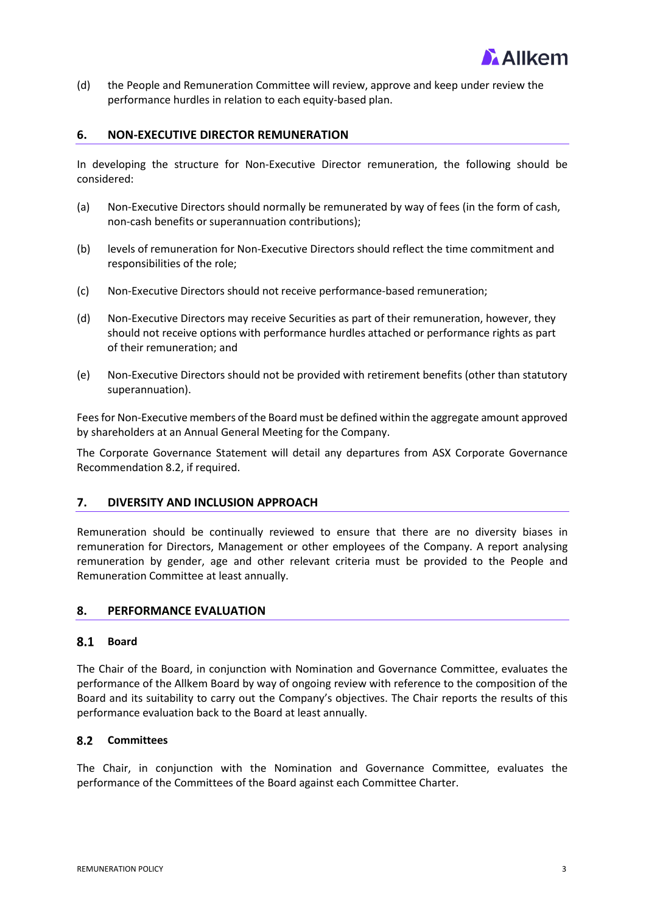(d) the People and Remuneration Committee will review, approve and keep under review the performance hurdles in relation to each equity-based plan.

## 6. NON-EXECUTIVE DIRECTOR REMUNERATION

In developing the structure for Non-Executive Director remuneration, the following should be considered:

(a) Non-Executive Directors should normally be remunerated by way of fees (in the form of cash, non-cash benefits or superannuation contributions);

(b) levels of remuneration for Non-Executive Directors should reflect the time commitment and responsibilities of the role;

(c) Non-Executive Directors should not receive performance-based remuneration;

(d) Non-Executive Directors may receive Securities as part of their remuneration, however, they should not receive options with performance hurdles attached or performance rights as part of their remuneration; and

(e) Non-Executive Directors should not be provided with retirement benefits (other than statutory superannuation).

Fees for Non-Executive members of the Board must be defined within the aggregate amount approved by shareholders at an Annual General Meeting for the Company.

The Corporate Governance Statement will detail any departures from ASX Corporate Governance Recommendation 8.2, if required.

## 7. DIVERSITY AND INCLUSION APPROACH

Remuneration should be continually reviewed to ensure that there are no diversity biases in remuneration for Directors, Management or other employees of the Company. A report analysing remuneration by gender, age and other relevant criteria must be provided to the People and Remuneration Committee at least annually.

## 8. PERFORMANCE EVALUATION

### 8.1 Board

The Chair of the Board, in conjunction with Nomination and Governance Committee, evaluates the performance of the Allkem Board by way of ongoing review with reference to the composition of the Board and its suitability to carry out the Company's objectives. The Chair reports the results of this performance evaluation back to the Board at least annually.

### 8.2 Committees

The Chair, in conjunction with the Nomination and Governance Committee, evaluates the performance of the Committees of the Board against each Committee Charter.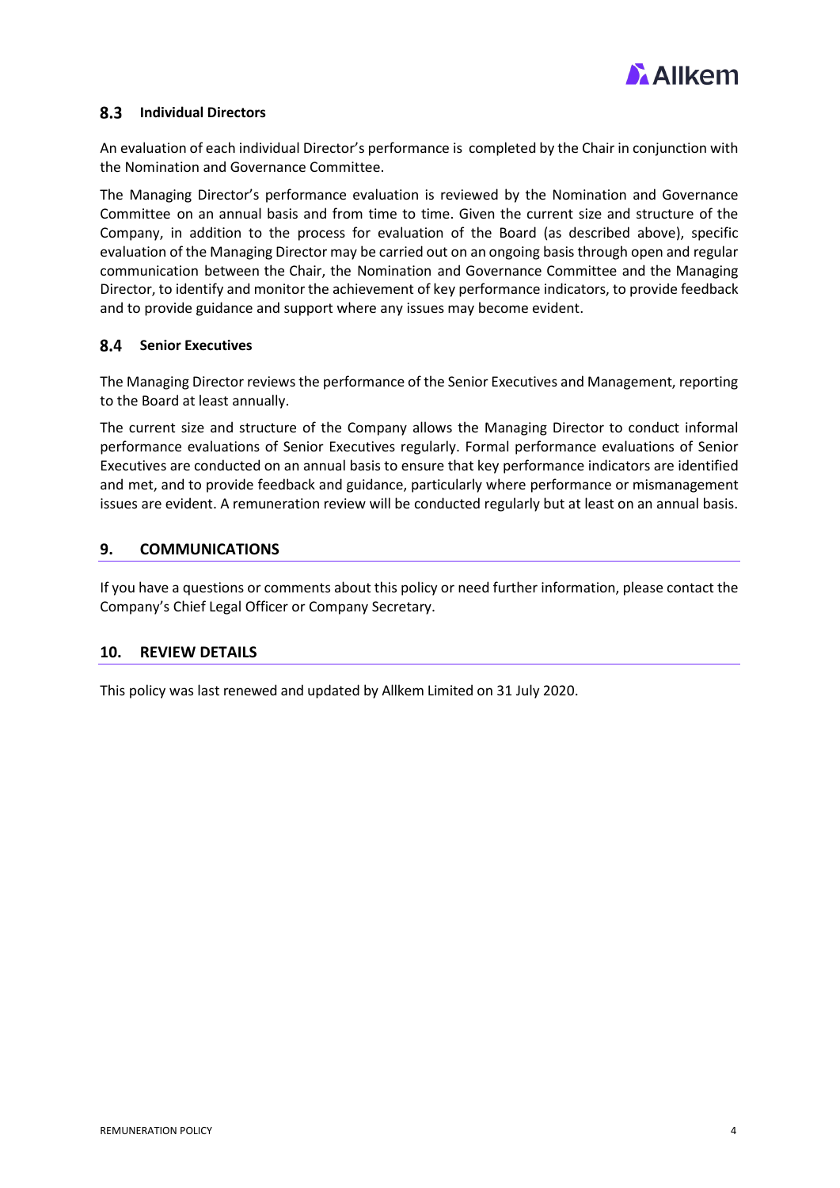### 8.3 Individual Directors

An evaluation of each individual Director's performance is completed by the Chair in conjunction with the Nomination and Governance Committee.

The Managing Director's performance evaluation is reviewed by the Nomination and Governance Committee on an annual basis and from time to time. Given the current size and structure of the Company, in addition to the process for evaluation of the Board (as described above), specific evaluation of the Managing Director may be carried out on an ongoing basis through open and regular communication between the Chair, the Nomination and Governance Committee and the Managing Director, to identify and monitor the achievement of key performance indicators, to provide feedback and to provide guidance and support where any issues may become evident.

### 8.4 Senior Executives

The Managing Director reviews the performance of the Senior Executives and Management, reporting to the Board at least annually.

The current size and structure of the Company allows the Managing Director to conduct informal performance evaluations of Senior Executives regularly. Formal performance evaluations of Senior Executives are conducted on an annual basis to ensure that key performance indicators are identified and met, and to provide feedback and guidance, particularly where performance or mismanagement issues are evident. A remuneration review will be conducted regularly but at least on an annual basis.

## 9. COMMUNICATIONS

If you have a questions or comments about this policy or need further information, please contact the Company's Chief Legal Officer or Company Secretary.

## 10. REVIEW DETAILS

This policy was last renewed and updated by Allkem Limited on 31 July 2020.